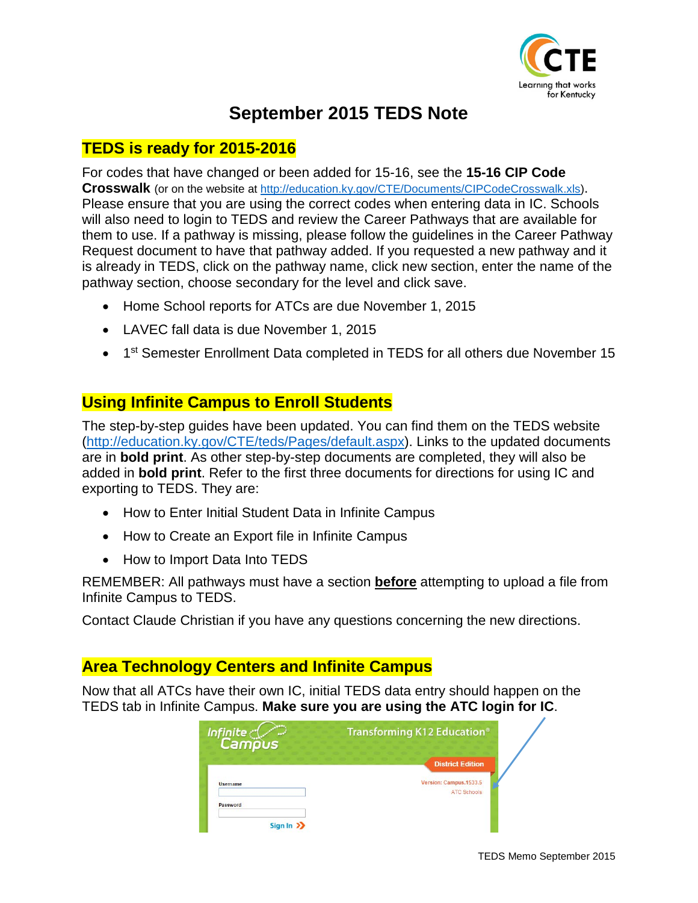# September 2015 TEDS Note

## TEDS is ready for 2015-2016

For codes that have changed or been added for 15-16, see the **15-16 CIP Code Crosswalk** (or on the website at http://education.ky.gov/CTE/Documents/CIPCodeCrosswalk.xls). Please ensure that you are using the correct codes when entering data in IC. Schools will also need to login to TEDS and review the Career Pathways that are available for them to use. If a pathway is missing, please follow the guidelines in the Career Pathway Request document to have that pathway added. If you requested a new pathway and it is already in TEDS, click on the pathway name, click new section, enter the name of the pathway section, choose secondary for the level and click save.

- Home School reports for ATCs are due November 1, 2015
- LAVEC fall data is due November 1, 2015
- 1st Semester Enrollment Data completed in TEDS for all others due November 15

## Using Infinite Campus to Enroll Students

The step-by-step guides have been updated. You can find them on the TEDS website (http://education.ky.gov/CTE/teds/Pages/default.aspx). Links to the updated documents are in **bold print**. As other step-by-step documents are completed, they will also be added in **bold print**. Refer to the first three documents for directions for using IC and exporting to TEDS. They are:

- How to Enter Initial Student Data in Infinite Campus
- How to Create an Export file in Infinite Campus
- How to Import Data Into TEDS

REMEMBER: All pathways must have a section **before** attempting to upload a file from Infinite Campus to TEDS.

Contact Claude Christian if you have any questions concerning the new directions.

## Area Technology Centers and Infinite Campus

Now that all ATCs have their own IC, initial TEDS data entry should happen on the TEDS tab in Infinite Campus. **Make sure you are using the ATC login for IC**.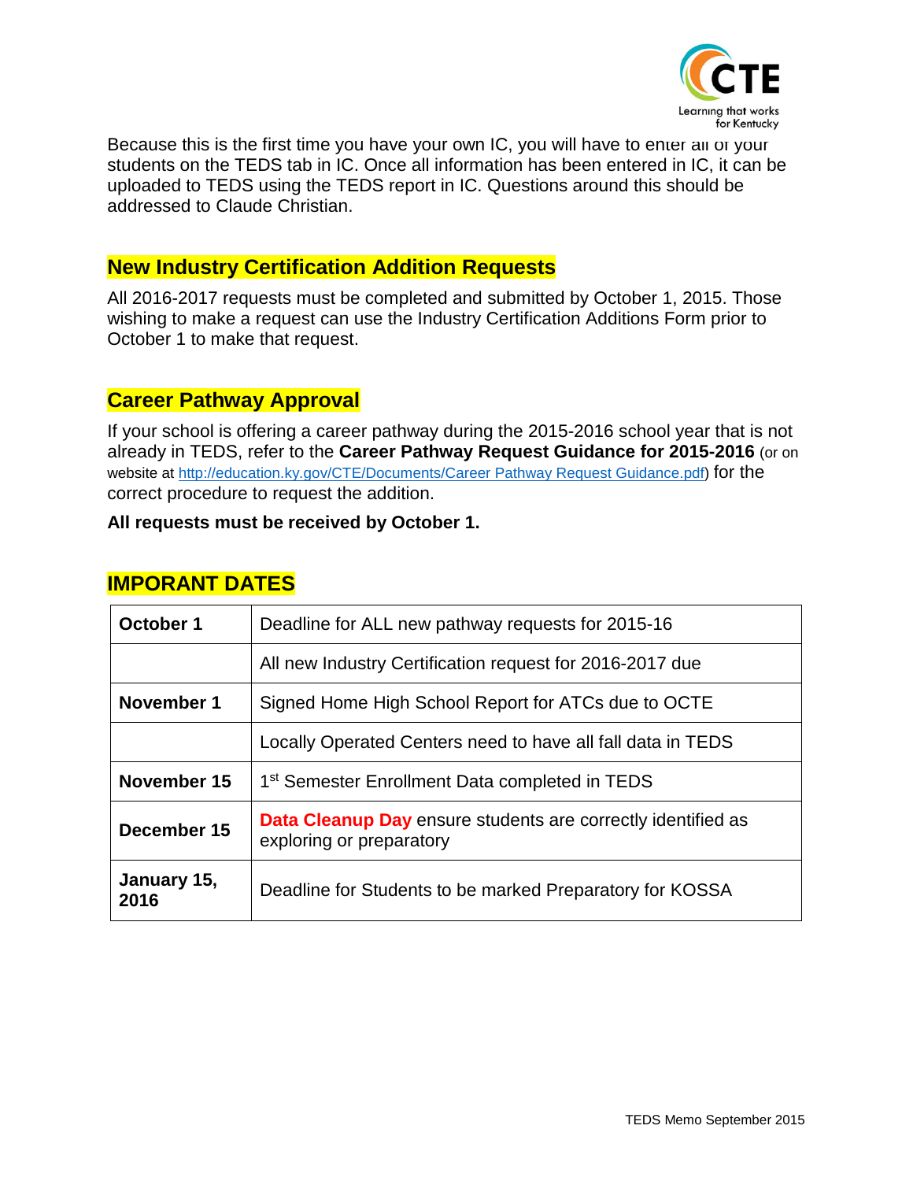Because this is the first time you have your own IC, you will have to enter all of your students on the TEDS tab in IC. Once all information has been entered in IC, it can be uploaded to TEDS using the TEDS report in IC. Questions around this should be addressed to Claude Christian.

## New Industry Certification Addition Requests

All 2016-2017 requests must be completed and submitted by October 1, 2015. Those wishing to make a request can use the Industry Certification Additions Form prior to October 1 to make that request.

## Career Pathway Approval

If your school is offering a career pathway during the 2015-2016 school year that is not already in TEDS, refer to the **Career Pathway Request Guidance for 2015-2016** (or on website at http://education.ky.gov/CTE/Documents/Career Pathway Request Guidance.pdf) for the correct procedure to request the addition.

**All requests must be received by October 1.**

## IMPORANT DATES

| | |
|---|---|
| **October 1** | Deadline for ALL new pathway requests for 2015-16 |
| | All new Industry Certification request for 2016-2017 due |
| **November 1** | Signed Home High School Report for ATCs due to OCTE |
| | Locally Operated Centers need to have all fall data in TEDS |
| **November 15** | 1st Semester Enrollment Data completed in TEDS |
| **December 15** | **Data Cleanup Day** ensure students are correctly identified as exploring or preparatory |
| **January 15, 2016** | Deadline for Students to be marked Preparatory for KOSSA |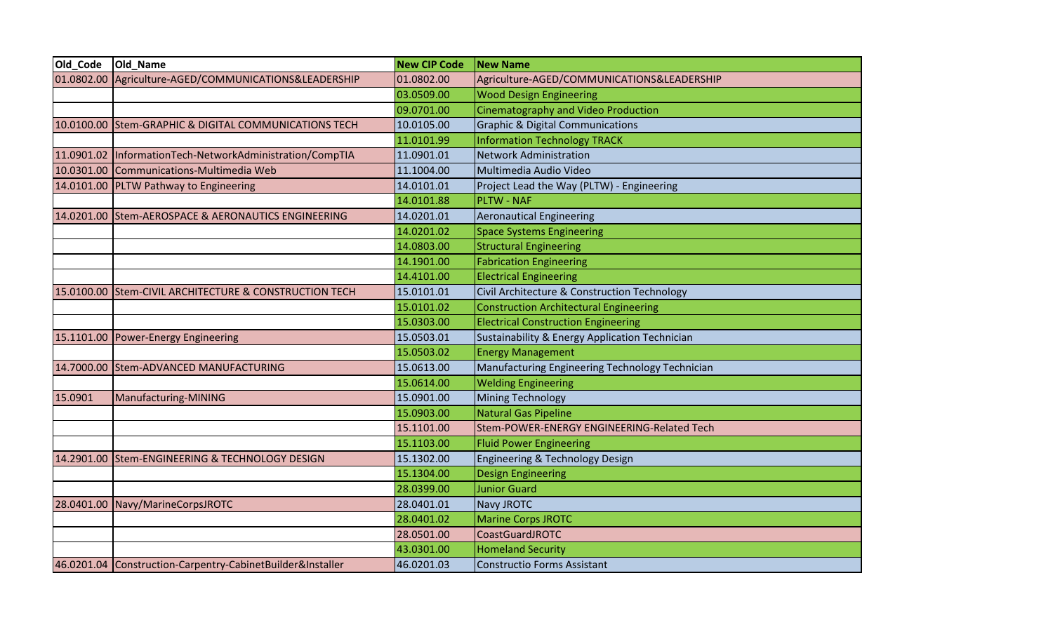| Old_Code | Old_Name | New CIP Code | New Name |
|---|---|---|---|
| 01.0802.00 | Agriculture-AGED/COMMUNICATIONS&LEADERSHIP | 01.0802.00 | Agriculture-AGED/COMMUNICATIONS&LEADERSHIP |
| | | 03.0509.00 | Wood Design Engineering |
| | | 09.0701.00 | Cinematography and Video Production |
| 10.0100.00 | Stem-GRAPHIC & DIGITAL COMMUNICATIONS TECH | 10.0105.00 | Graphic & Digital Communications |
| | | 11.0101.99 | Information Technology TRACK |
| 11.0901.02 | InformationTech-NetworkAdministration/CompTIA | 11.0901.01 | Network Administration |
| 10.0301.00 | Communications-Multimedia Web | 11.1004.00 | Multimedia Audio Video |
| 14.0101.00 | PLTW Pathway to Engineering | 14.0101.01 | Project Lead the Way (PLTW) - Engineering |
| | | 14.0101.88 | PLTW - NAF |
| 14.0201.00 | Stem-AEROSPACE & AERONAUTICS ENGINEERING | 14.0201.01 | Aeronautical Engineering |
| | | 14.0201.02 | Space Systems Engineering |
| | | 14.0803.00 | Structural Engineering |
| | | 14.1901.00 | Fabrication Engineering |
| | | 14.4101.00 | Electrical Engineering |
| 15.0100.00 | Stem-CIVIL ARCHITECTURE & CONSTRUCTION TECH | 15.0101.01 | Civil Architecture & Construction Technology |
| | | 15.0101.02 | Construction Architectural Engineering |
| | | 15.0303.00 | Electrical Construction Engineering |
| 15.1101.00 | Power-Energy Engineering | 15.0503.01 | Sustainability & Energy Application Technician |
| | | 15.0503.02 | Energy Management |
| 14.7000.00 | Stem-ADVANCED MANUFACTURING | 15.0613.00 | Manufacturing Engineering Technology Technician |
| | | 15.0614.00 | Welding Engineering |
| 15.0901 | Manufacturing-MINING | 15.0901.00 | Mining Technology |
| | | 15.0903.00 | Natural Gas Pipeline |
| | | 15.1101.00 | Stem-POWER-ENERGY ENGINEERING-Related Tech |
| | | 15.1103.00 | Fluid Power Engineering |
| 14.2901.00 | Stem-ENGINEERING & TECHNOLOGY DESIGN | 15.1302.00 | Engineering & Technology Design |
| | | 15.1304.00 | Design Engineering |
| | | 28.0399.00 | Junior Guard |
| 28.0401.00 | Navy/MarineCorpsJROTC | 28.0401.01 | Navy JROTC |
| | | 28.0401.02 | Marine Corps JROTC |
| | | 28.0501.00 | CoastGuardJROTC |
| | | 43.0301.00 | Homeland Security |
| 46.0201.04 | Construction-Carpentry-CabinetBuilder&Installer | 46.0201.03 | Constructio Forms Assistant |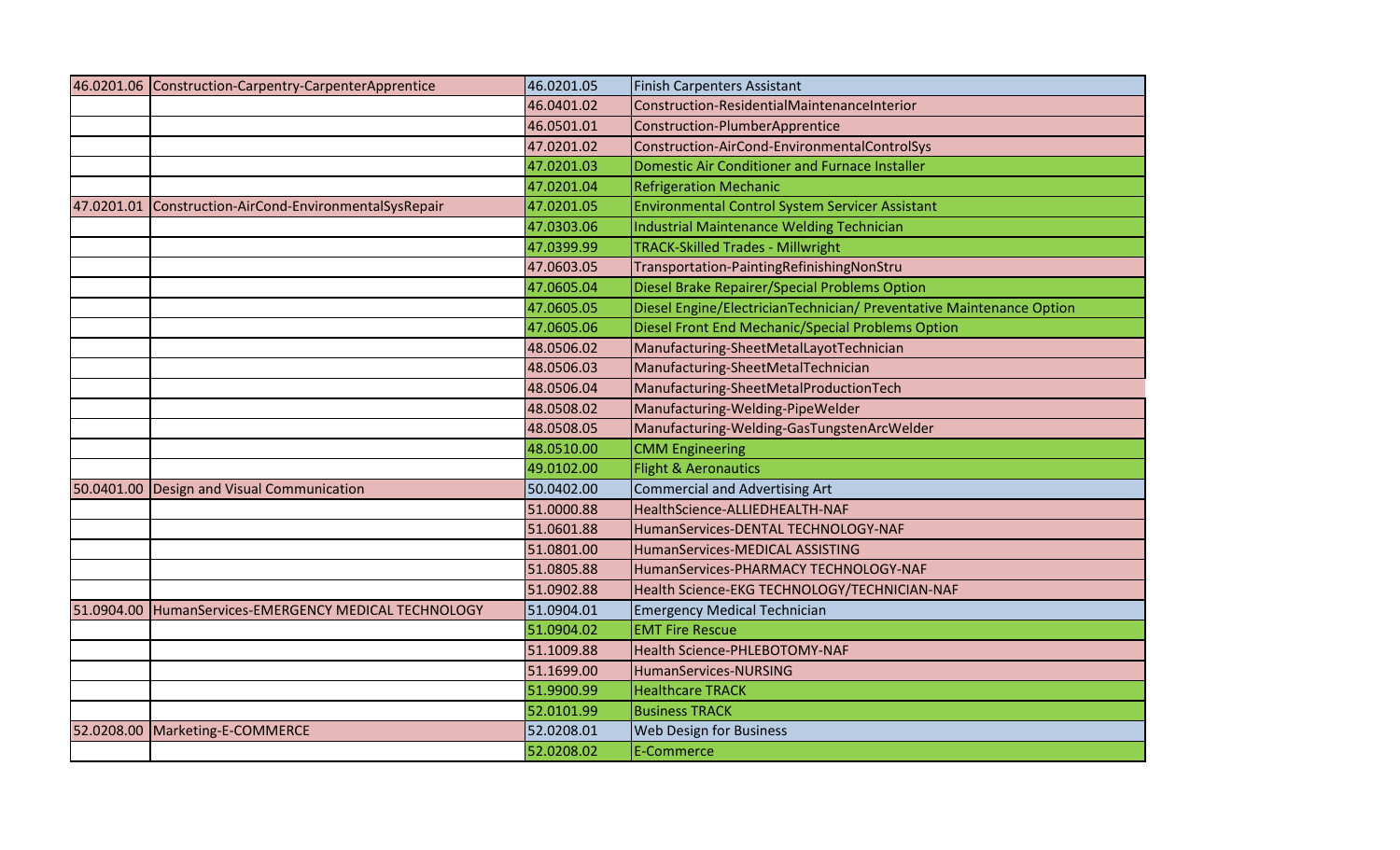| | | | |
|---|---|---|---|
| 46.0201.06 | Construction-Carpentry-CarpenterApprentice | 46.0201.05 | Finish Carpenters Assistant |
| | | 46.0401.02 | Construction-ResidentialMaintenanceInterior |
| | | 46.0501.01 | Construction-PlumberApprentice |
| | | 47.0201.02 | Construction-AirCond-EnvironmentalControlSys |
| | | 47.0201.03 | Domestic Air Conditioner and Furnace Installer |
| | | 47.0201.04 | Refrigeration Mechanic |
| 47.0201.01 | Construction-AirCond-EnvironmentalSysRepair | 47.0201.05 | Environmental Control System Servicer Assistant |
| | | 47.0303.06 | Industrial Maintenance Welding Technician |
| | | 47.0399.99 | TRACK-Skilled Trades - Millwright |
| | | 47.0603.05 | Transportation-PaintingRefinishingNonStru |
| | | 47.0605.04 | Diesel Brake Repairer/Special Problems Option |
| | | 47.0605.05 | Diesel Engine/ElectricianTechnician/ Preventative Maintenance Option |
| | | 47.0605.06 | Diesel Front End Mechanic/Special Problems Option |
| | | 48.0506.02 | Manufacturing-SheetMetalLayotTechnician |
| | | 48.0506.03 | Manufacturing-SheetMetalTechnician |
| | | 48.0506.04 | Manufacturing-SheetMetalProductionTech |
| | | 48.0508.02 | Manufacturing-Welding-PipeWelder |
| | | 48.0508.05 | Manufacturing-Welding-GasTungstenArcWelder |
| | | 48.0510.00 | CMM Engineering |
| | | 49.0102.00 | Flight & Aeronautics |
| 50.0401.00 | Design and Visual Communication | 50.0402.00 | Commercial and Advertising Art |
| | | 51.0000.88 | HealthScience-ALLIEDHEALTH-NAF |
| | | 51.0601.88 | HumanServices-DENTAL TECHNOLOGY-NAF |
| | | 51.0801.00 | HumanServices-MEDICAL ASSISTING |
| | | 51.0805.88 | HumanServices-PHARMACY TECHNOLOGY-NAF |
| | | 51.0902.88 | Health Science-EKG TECHNOLOGY/TECHNICIAN-NAF |
| 51.0904.00 | HumanServices-EMERGENCY MEDICAL TECHNOLOGY | 51.0904.01 | Emergency Medical Technician |
| | | 51.0904.02 | EMT Fire Rescue |
| | | 51.1009.88 | Health Science-PHLEBOTOMY-NAF |
| | | 51.1699.00 | HumanServices-NURSING |
| | | 51.9900.99 | Healthcare TRACK |
| | | 52.0101.99 | Business TRACK |
| 52.0208.00 | Marketing-E-COMMERCE | 52.0208.01 | Web Design for Business |
| | | 52.0208.02 | E-Commerce |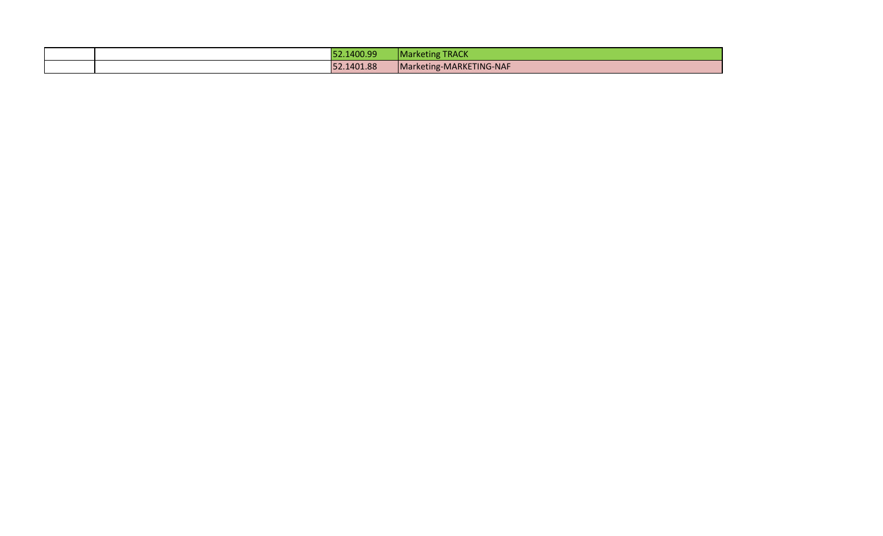|  |  |  |  |
|---|---|---|---|
|  |  | 52.1400.99 | Marketing TRACK |
|  |  | 52.1401.88 | Marketing-MARKETING-NAF |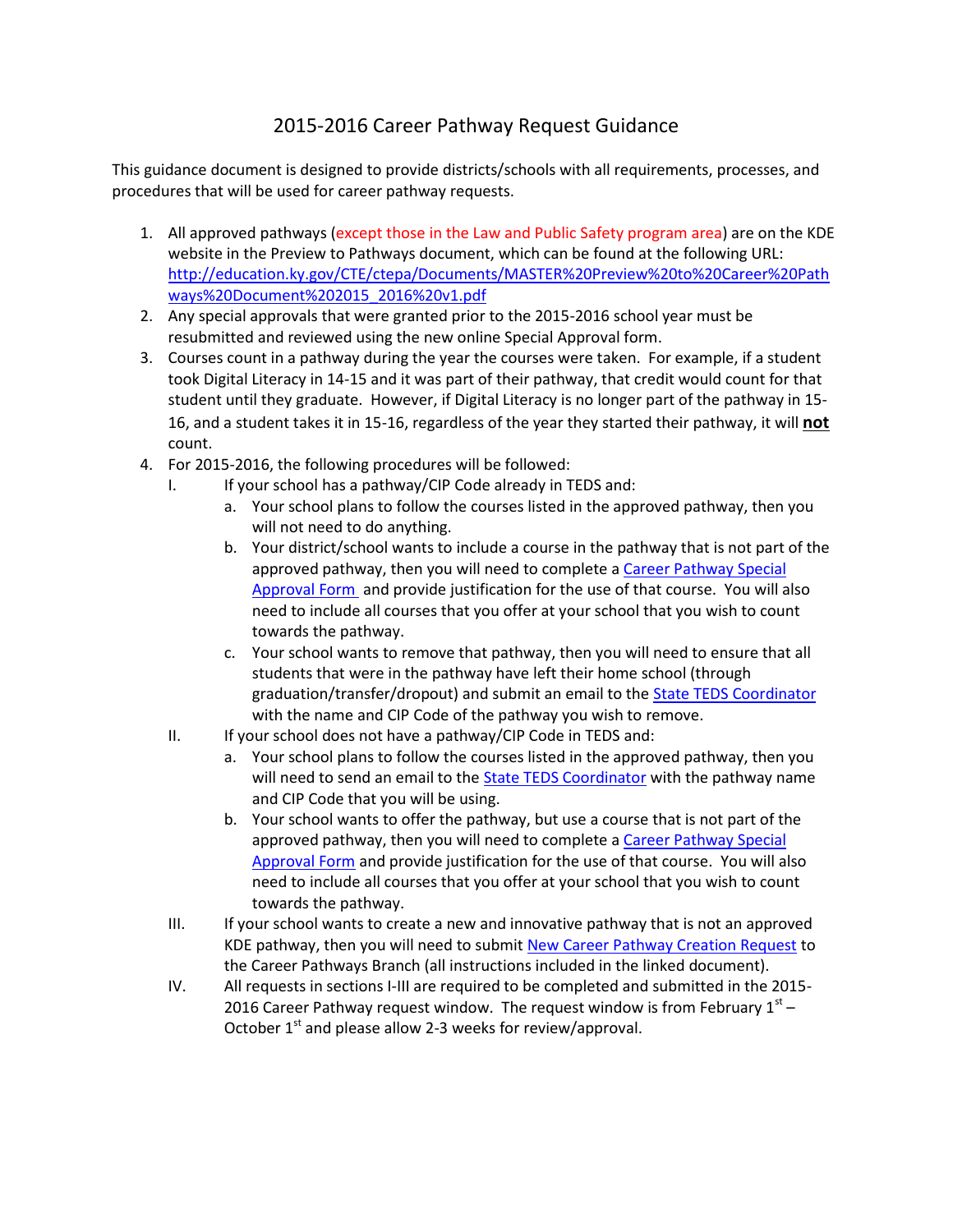# 2015-2016 Career Pathway Request Guidance

This guidance document is designed to provide districts/schools with all requirements, processes, and procedures that will be used for career pathway requests.

1. All approved pathways (except those in the Law and Public Safety program area) are on the KDE website in the Preview to Pathways document, which can be found at the following URL: http://education.ky.gov/CTE/ctepa/Documents/MASTER%20Preview%20to%20Career%20Pathways%20Document%202015_2016%20v1.pdf
2. Any special approvals that were granted prior to the 2015-2016 school year must be resubmitted and reviewed using the new online Special Approval form.
3. Courses count in a pathway during the year the courses were taken. For example, if a student took Digital Literacy in 14-15 and it was part of their pathway, that credit would count for that student until they graduate. However, if Digital Literacy is no longer part of the pathway in 15-16, and a student takes it in 15-16, regardless of the year they started their pathway, it will **not** count.
4. For 2015-2016, the following procedures will be followed:
   - I. If your school has a pathway/CIP Code already in TEDS and:
     - a. Your school plans to follow the courses listed in the approved pathway, then you will not need to do anything.
     - b. Your district/school wants to include a course in the pathway that is not part of the approved pathway, then you will need to complete a Career Pathway Special Approval Form and provide justification for the use of that course. You will also need to include all courses that you offer at your school that you wish to count towards the pathway.
     - c. Your school wants to remove that pathway, then you will need to ensure that all students that were in the pathway have left their home school (through graduation/transfer/dropout) and submit an email to the State TEDS Coordinator with the name and CIP Code of the pathway you wish to remove.
   - II. If your school does not have a pathway/CIP Code in TEDS and:
     - a. Your school plans to follow the courses listed in the approved pathway, then you will need to send an email to the State TEDS Coordinator with the pathway name and CIP Code that you will be using.
     - b. Your school wants to offer the pathway, but use a course that is not part of the approved pathway, then you will need to complete a Career Pathway Special Approval Form and provide justification for the use of that course. You will also need to include all courses that you offer at your school that you wish to count towards the pathway.
   - III. If your school wants to create a new and innovative pathway that is not an approved KDE pathway, then you will need to submit New Career Pathway Creation Request to the Career Pathways Branch (all instructions included in the linked document).
   - IV. All requests in sections I-III are required to be completed and submitted in the 2015-2016 Career Pathway request window. The request window is from February 1st – October 1st and please allow 2-3 weeks for review/approval.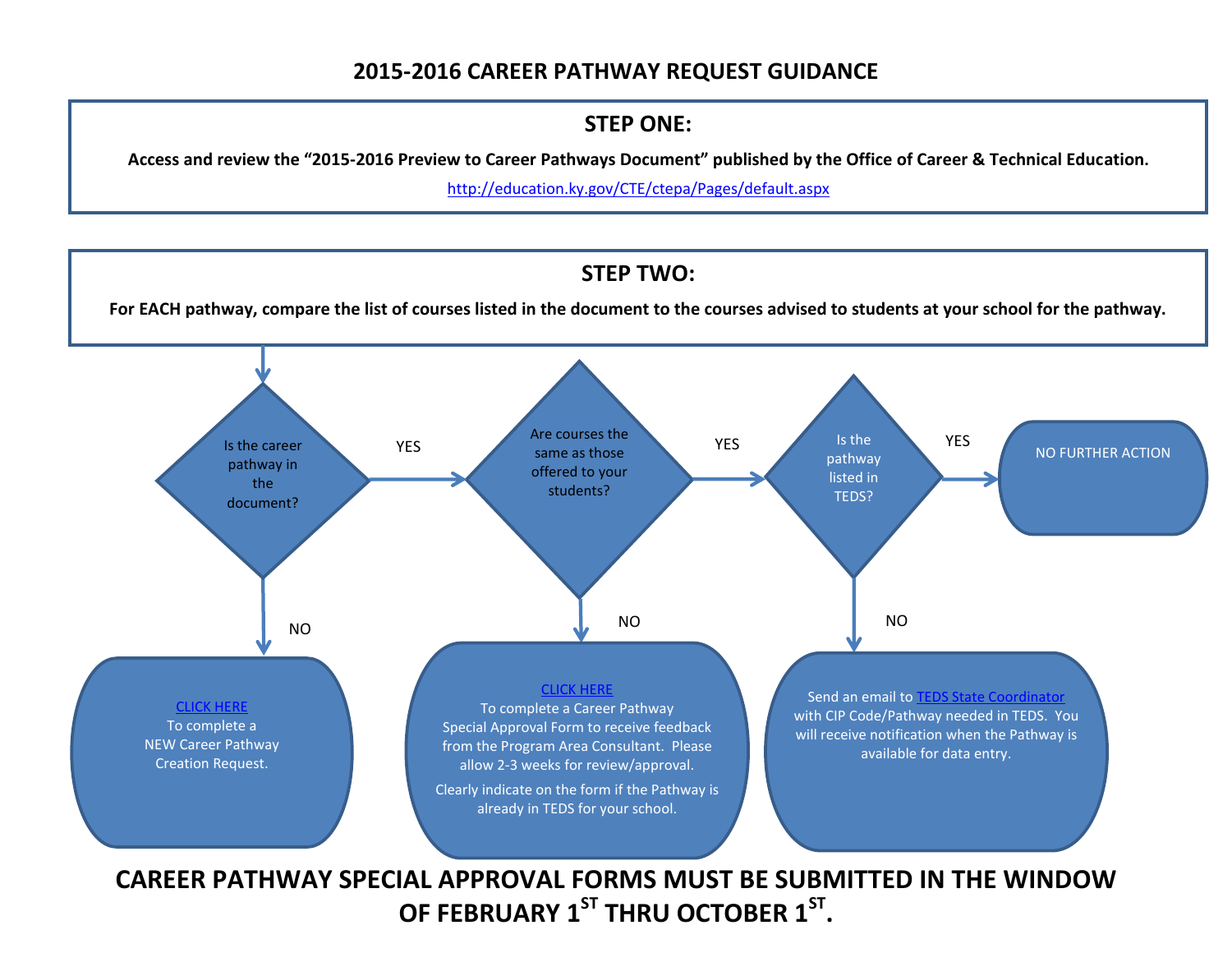# 2015-2016 CAREER PATHWAY REQUEST GUIDANCE

## STEP ONE:

**Access and review the "2015-2016 Preview to Career Pathways Document" published by the Office of Career & Technical Education.**

http://education.ky.gov/CTE/ctepa/Pages/default.aspx

## STEP TWO:

**For EACH pathway, compare the list of courses listed in the document to the courses advised to students at your school for the pathway.**

Is the career pathway in the document?

YES

NO

Are courses the same as those offered to your students?

YES

NO

Is the pathway listed in TEDS?

YES

NO

NO FURTHER ACTION

CLICK HERE To complete a NEW Career Pathway Creation Request.

CLICK HERE To complete a Career Pathway Special Approval Form to receive feedback from the Program Area Consultant. Please allow 2-3 weeks for review/approval.

Clearly indicate on the form if the Pathway is already in TEDS for your school.

Send an email to TEDS State Coordinator with CIP Code/Pathway needed in TEDS. You will receive notification when the Pathway is available for data entry.

**CAREER PATHWAY SPECIAL APPROVAL FORMS MUST BE SUBMITTED IN THE WINDOW OF FEBRUARY 1ST THRU OCTOBER 1ST.**